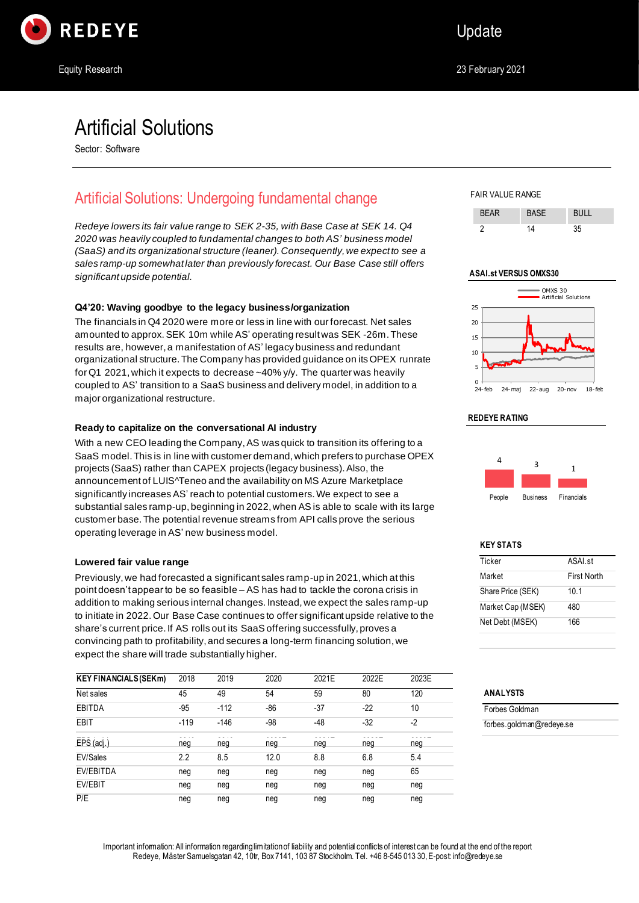# Artificial Solutions

Sector: Software

Update

Equity Research

23 February 2021

## Artificial Solutions: Undergoing fundamental change

*Redeye lowers its fair value range to SEK 2-35, with Base Case at SEK 14. Q4 2020 was heavily coupled to fundamental changes to both AS' business model (SaaS) and its organizational structure (leaner). Consequently, we expect to see a sales ramp-up somewhat later than previously forecast. Our Base Case still offers significant upside potential.*

### Q4'20: Waving goodbye to the legacy business/organization

The financials in Q4 2020 were more or less in line with our forecast. Net sales amounted to approx. SEK 10m while AS' operating result was SEK -26m. These results are, however, a manifestation of AS' legacy business and redundant organizational structure. The Company has provided guidance on its OPEX runrate for Q1 2021, which it expects to decrease ~40% y/y. The quarter was heavily coupled to AS' transition to a SaaS business and delivery model, in addition to a major organizational restructure.

### Ready to capitalize on the conversational AI industry

With a new CEO leading the Company, AS was quick to transition its offering to a SaaS model. This is in line with customer demand, which prefers to purchase OPEX projects (SaaS) rather than CAPEX projects (legacy business). Also, the announcement of LUIS^Teneo and the availability on MS Azure Marketplace significantly increases AS' reach to potential customers. We expect to see a substantial sales ramp-up, beginning in 2022, when AS is able to scale with its large customer base. The potential revenue streams from API calls prove the serious operating leverage in AS' new business model.

### Lowered fair value range

Previously, we had forecasted a significant sales ramp-up in 2021, which at this point doesn't appear to be so feasible – AS has had to tackle the corona crisis in addition to making serious internal changes. Instead, we expect the sales ramp-up to initiate in 2022. Our Base Case continues to offer significant upside relative to the share's current price. If AS rolls out its SaaS offering successfully, proves a convincing path to profitability, and secures a long-term financing solution, we expect the share will trade substantially higher.

| KEY FINANCIALS (SEKm) | 2018 | 2019 | 2020 | 2021E | 2022E | 2023E |
|---|---|---|---|---|---|---|
| Net sales | 45 | 49 | 54 | 59 | 80 | 120 |
| EBITDA | -95 | -112 | -86 | -37 | -22 | 10 |
| EBIT | -119 | -146 | -98 | -48 | -32 | -2 |
| EPS (adj.) | neg | neg | neg | neg | neg | neg |
| EV/Sales | 2.2 | 8.5 | 12.0 | 8.8 | 6.8 | 5.4 |
| EV/EBITDA | neg | neg | neg | neg | neg | 65 |
| EV/EBIT | neg | neg | neg | neg | neg | neg |
| P/E | neg | neg | neg | neg | neg | neg |

**FAIR VALUE RANGE**

| BEAR | BASE | BULL |
|---|---|---|
| 2 | 14 | 35 |

**ASAI.st VERSUS OMXS30**

**REDEYE RATING**

| People | Business | Financials |
|---|---|---|
| 4 | 3 | 1 |

**KEY STATS**

| | |
|---|---|
| Ticker | ASAI.st |
| Market | First North |
| Share Price (SEK) | 10.1 |
| Market Cap (MSEK) | 480 |
| Net Debt (MSEK) | 166 |

**ANALYSTS**

Forbes Goldman
forbes.goldman@redeye.se

Important information: All information regarding limitation of liability and potential conflicts of interest can be found at the end of the report
Redeye, Mäster Samuelsgatan 42, 10tr, Box 7141, 103 87 Stockholm. Tel. +46 8-545 013 30, E-post: info@redeye.se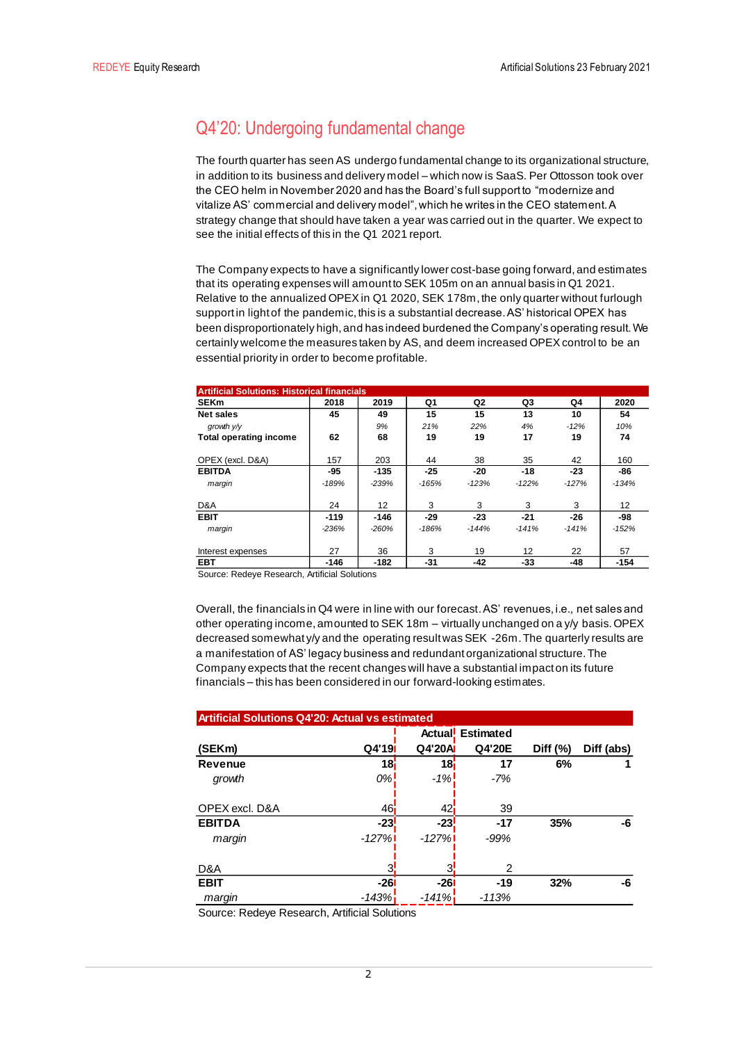## Q4'20: Undergoing fundamental change

The fourth quarter has seen AS undergo fundamental change to its organizational structure, in addition to its business and delivery model – which now is SaaS. Per Ottosson took over the CEO helm in November 2020 and has the Board's full support to "modernize and vitalize AS' commercial and delivery model", which he writes in the CEO statement. A strategy change that should have taken a year was carried out in the quarter. We expect to see the initial effects of this in the Q1 2021 report.

The Company expects to have a significantly lower cost-base going forward, and estimates that its operating expenses will amount to SEK 105m on an annual basis in Q1 2021. Relative to the annualized OPEX in Q1 2020, SEK 178m, the only quarter without furlough support in light of the pandemic, this is a substantial decrease. AS' historical OPEX has been disproportionately high, and has indeed burdened the Company's operating result. We certainly welcome the measures taken by AS, and deem increased OPEX control to be an essential priority in order to become profitable.

**Artificial Solutions: Historical financials**

| SEKm | 2018 | 2019 | Q1 | Q2 | Q3 | Q4 | 2020 |
|---|---|---|---|---|---|---|---|
| **Net sales** | **45** | **49** | **15** | **15** | **13** | **10** | **54** |
| *growth y/y* | | *9%* | *21%* | *22%* | *4%* | *-12%* | *10%* |
| **Total operating income** | **62** | **68** | **19** | **19** | **17** | **19** | **74** |
| | | | | | | | |
| OPEX (excl. D&A) | 157 | 203 | 44 | 38 | 35 | 42 | 160 |
| **EBITDA** | **-95** | **-135** | **-25** | **-20** | **-18** | **-23** | **-86** |
| *margin* | *-189%* | *-239%* | *-165%* | *-123%* | *-122%* | *-127%* | *-134%* |
| | | | | | | | |
| D&A | 24 | 12 | 3 | 3 | 3 | 3 | 12 |
| **EBIT** | **-119** | **-146** | **-29** | **-23** | **-21** | **-26** | **-98** |
| *margin* | *-236%* | *-260%* | *-186%* | *-144%* | *-141%* | *-141%* | *-152%* |
| | | | | | | | |
| Interest expenses | 27 | 36 | 3 | 19 | 12 | 22 | 57 |
| **EBT** | **-146** | **-182** | **-31** | **-42** | **-33** | **-48** | **-154** |

Source: Redeye Research, Artificial Solutions

Overall, the financials in Q4 were in line with our forecast. AS' revenues, i.e., net sales and other operating income, amounted to SEK 18m – virtually unchanged on a y/y basis. OPEX decreased somewhat y/y and the operating result was SEK -26m. The quarterly results are a manifestation of AS' legacy business and redundant organizational structure. The Company expects that the recent changes will have a substantial impact on its future financials – this has been considered in our forward-looking estimates.

**Artificial Solutions Q4'20: Actual vs estimated**

| | | Actual | Estimated | | |
|---|---|---|---|---|---|
| **(SEKm)** | **Q4'19** | **Q4'20A** | **Q4'20E** | **Diff (%)** | **Diff (abs)** |
| **Revenue** | **18** | **18** | **17** | **6%** | **1** |
| *growth* | *0%* | *-1%* | *-7%* | | |
| | | | | | |
| OPEX excl. D&A | 46 | 42 | 39 | | |
| **EBITDA** | **-23** | **-23** | **-17** | **35%** | **-6** |
| *margin* | *-127%* | *-127%* | *-99%* | | |
| | | | | | |
| D&A | 3 | 3 | 2 | | |
| **EBIT** | **-26** | **-26** | **-19** | **32%** | **-6** |
| *margin* | *-143%* | *-141%* | *-113%* | | |

Source: Redeye Research, Artificial Solutions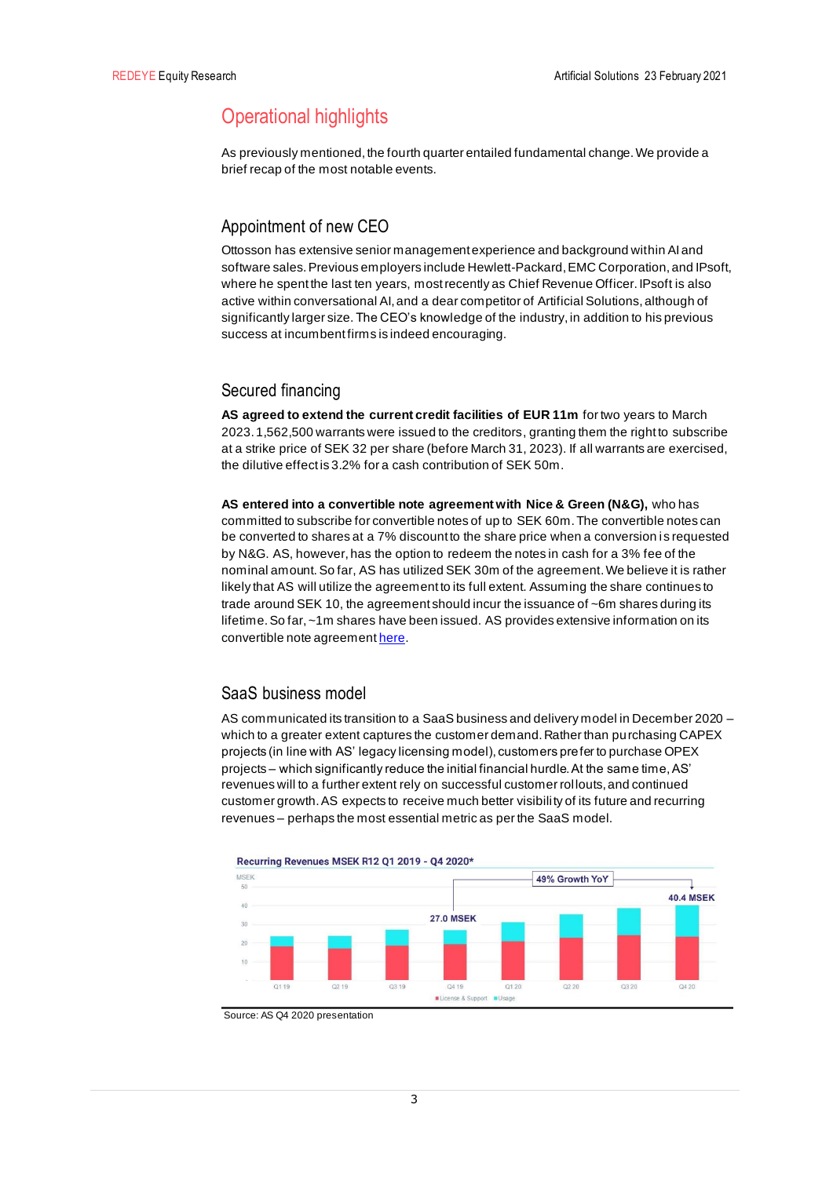## Operational highlights

As previously mentioned, the fourth quarter entailed fundamental change. We provide a brief recap of the most notable events.

### Appointment of new CEO

Ottosson has extensive senior management experience and background within AI and software sales. Previous employers include Hewlett-Packard, EMC Corporation, and IPsoft, where he spent the last ten years, most recently as Chief Revenue Officer. IPsoft is also active within conversational AI, and a dear competitor of Artificial Solutions, although of significantly larger size. The CEO's knowledge of the industry, in addition to his previous success at incumbent firms is indeed encouraging.

### Secured financing

**AS agreed to extend the current credit facilities of EUR 11m** for two years to March 2023. 1,562,500 warrants were issued to the creditors, granting them the right to subscribe at a strike price of SEK 32 per share (before March 31, 2023). If all warrants are exercised, the dilutive effect is 3.2% for a cash contribution of SEK 50m.

**AS entered into a convertible note agreement with Nice & Green (N&G),** who has committed to subscribe for convertible notes of up to SEK 60m. The convertible notes can be converted to shares at a 7% discount to the share price when a conversion is requested by N&G. AS, however, has the option to redeem the notes in cash for a 3% fee of the nominal amount. So far, AS has utilized SEK 30m of the agreement. We believe it is rather likely that AS will utilize the agreement to its full extent. Assuming the share continues to trade around SEK 10, the agreement should incur the issuance of ~6m shares during its lifetime. So far, ~1m shares have been issued. AS provides extensive information on its convertible note agreement here.

### SaaS business model

AS communicated its transition to a SaaS business and delivery model in December 2020 – which to a greater extent captures the customer demand. Rather than purchasing CAPEX projects (in line with AS' legacy licensing model), customers prefer to purchase OPEX projects – which significantly reduce the initial financial hurdle. At the same time, AS' revenues will to a further extent rely on successful customer rollouts, and continued customer growth. AS expects to receive much better visibility of its future and recurring revenues – perhaps the most essential metric as per the SaaS model.

Recurring Revenues MSEK R12 Q1 2019 - Q4 2020*

Source: AS Q4 2020 presentation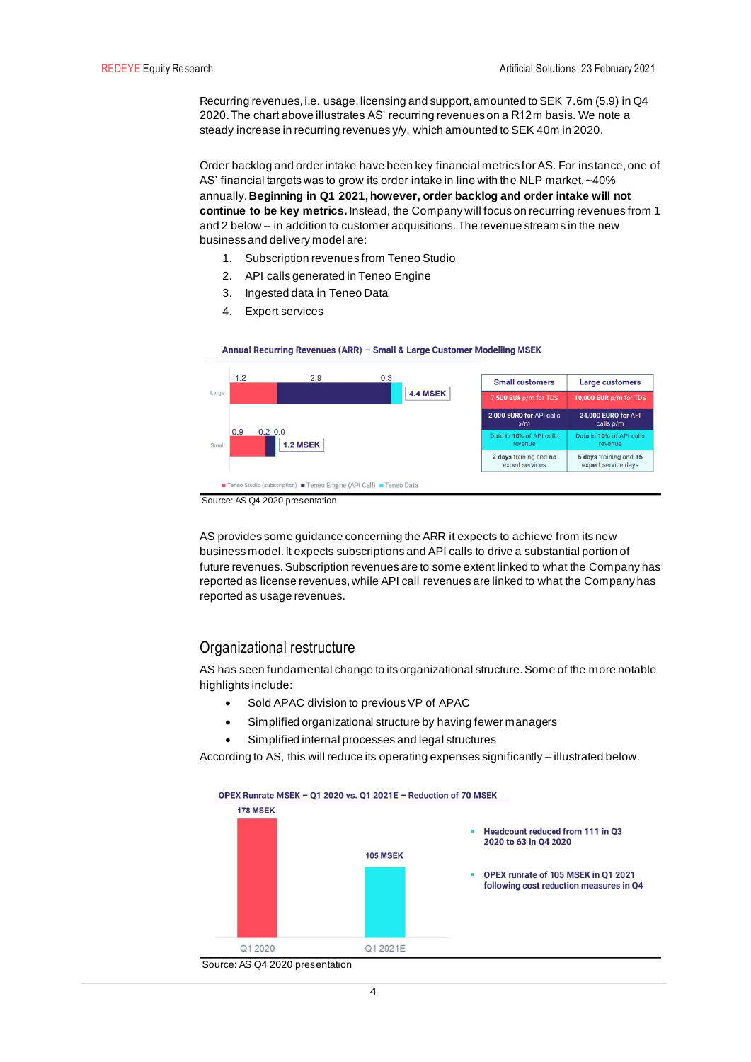Recurring revenues, i.e. usage, licensing and support, amounted to SEK 7.6m (5.9) in Q4 2020. The chart above illustrates AS' recurring revenues on a R12m basis. We note a steady increase in recurring revenues y/y, which amounted to SEK 40m in 2020.

Order backlog and order intake have been key financial metrics for AS. For instance, one of AS' financial targets was to grow its order intake in line with the NLP market, ~40% annually. **Beginning in Q1 2021, however, order backlog and order intake will not continue to be key metrics.** Instead, the Company will focus on recurring revenues from 1 and 2 below – in addition to customer acquisitions. The revenue streams in the new business and delivery model are:

1. Subscription revenues from Teneo Studio
2. API calls generated in Teneo Engine
3. Ingested data in Teneo Data
4. Expert services

**Annual Recurring Revenues (ARR) – Small & Large Customer Modelling MSEK**

| | Teneo Studio (subscription) | Teneo Engine (API Call) | Teneo Data | Total |
|---|---|---|---|---|
| Large | 1.2 | 2.9 | 0.3 | 4.4 MSEK |
| Small | 0.9 | 0.2 | 0.0 | 1.2 MSEK |

| Small customers | Large customers |
|---|---|
| 7,500 EUR p/m for TDS | 10,000 EUR p/m for TDS |
| 2,000 EURO for API calls p/m | 24,000 EURO for API calls p/m |
| Data is 10% of API calls revenue | Data is 10% of API calls revenue |
| 2 days training and no expert services | 5 days training and 15 expert service days |

Source: AS Q4 2020 presentation

AS provides some guidance concerning the ARR it expects to achieve from its new business model. It expects subscriptions and API calls to drive a substantial portion of future revenues. Subscription revenues are to some extent linked to what the Company has reported as license revenues, while API call revenues are linked to what the Company has reported as usage revenues.

## Organizational restructure

AS has seen fundamental change to its organizational structure. Some of the more notable highlights include:

- Sold APAC division to previous VP of APAC
- Simplified organizational structure by having fewer managers
- Simplified internal processes and legal structures

According to AS, this will reduce its operating expenses significantly – illustrated below.

**OPEX Runrate MSEK – Q1 2020 vs. Q1 2021E – Reduction of 70 MSEK**

| | Q1 2020 | Q1 2021E |
|---|---|---|
| OPEX Runrate | 178 MSEK | 105 MSEK |

- Headcount reduced from 111 in Q3 2020 to 63 in Q4 2020
- OPEX runrate of 105 MSEK in Q1 2021 following cost reduction measures in Q4

Source: AS Q4 2020 presentation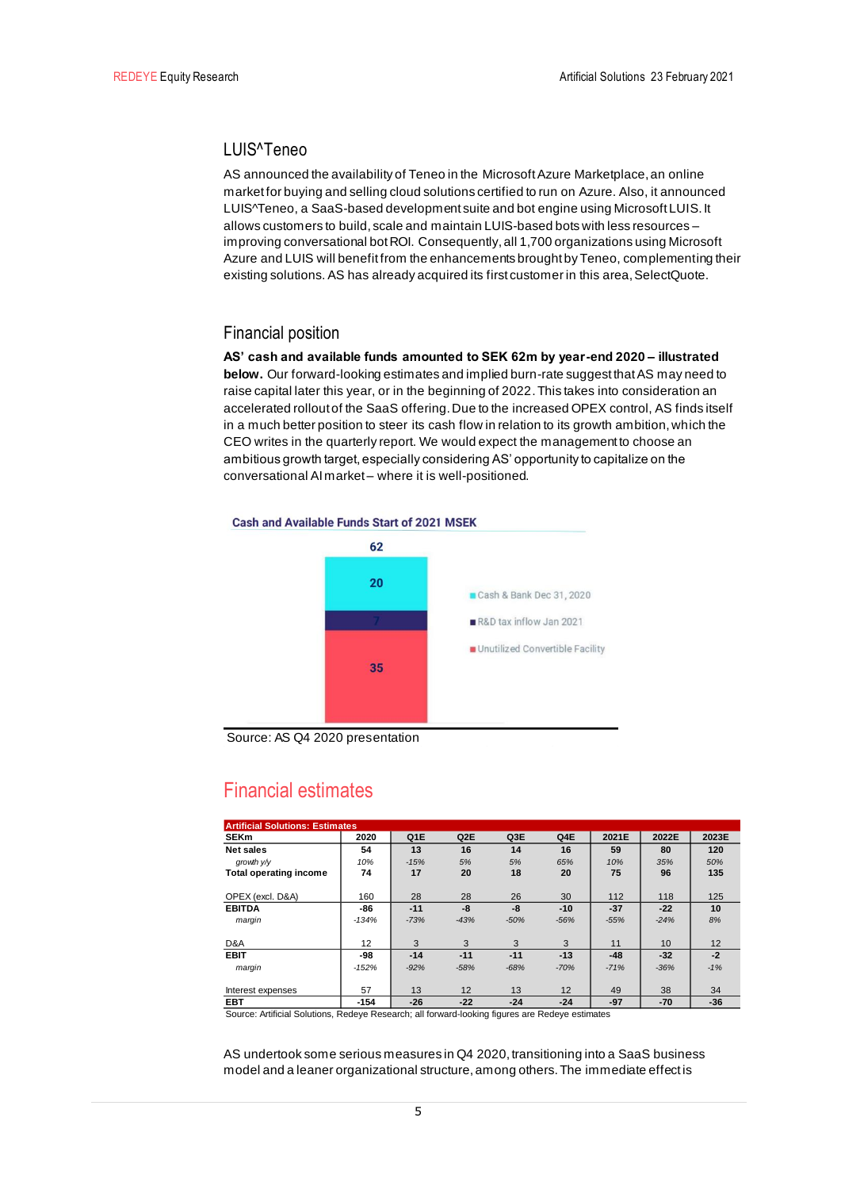## LUIS^Teneo

AS announced the availability of Teneo in the Microsoft Azure Marketplace, an online market for buying and selling cloud solutions certified to run on Azure. Also, it announced LUIS^Teneo, a SaaS-based development suite and bot engine using Microsoft LUIS. It allows customers to build, scale and maintain LUIS-based bots with less resources – improving conversational bot ROI. Consequently, all 1,700 organizations using Microsoft Azure and LUIS will benefit from the enhancements brought by Teneo, complementing their existing solutions. AS has already acquired its first customer in this area, SelectQuote.

## Financial position

**AS' cash and available funds amounted to SEK 62m by year-end 2020 – illustrated below.** Our forward-looking estimates and implied burn-rate suggest that AS may need to raise capital later this year, or in the beginning of 2022. This takes into consideration an accelerated rollout of the SaaS offering. Due to the increased OPEX control, AS finds itself in a much better position to steer its cash flow in relation to its growth ambition, which the CEO writes in the quarterly report. We would expect the management to choose an ambitious growth target, especially considering AS' opportunity to capitalize on the conversational AI market – where it is well-positioned.

**Cash and Available Funds Start of 2021 MSEK**

| Component | MSEK |
|---|---|
| Cash & Bank Dec 31, 2020 | 20 |
| R&D tax inflow Jan 2021 | 7 |
| Unutilized Convertible Facility | 35 |
| Total | 62 |

Source: AS Q4 2020 presentation

# Financial estimates

| Artificial Solutions: Estimates | | | | | | | | |
|---|---|---|---|---|---|---|---|---|
| SEKm | 2020 | Q1E | Q2E | Q3E | Q4E | 2021E | 2022E | 2023E |
| **Net sales** | **54** | **13** | **16** | **14** | **16** | **59** | **80** | **120** |
| *growth y/y* | *10%* | *-15%* | *5%* | *5%* | *65%* | *10%* | *35%* | *50%* |
| **Total operating income** | **74** | **17** | **20** | **18** | **20** | **75** | **96** | **135** |
| OPEX (excl. D&A) | 160 | 28 | 28 | 26 | 30 | 112 | 118 | 125 |
| **EBITDA** | **-86** | **-11** | **-8** | **-8** | **-10** | **-37** | **-22** | **10** |
| *margin* | *-134%* | *-73%* | *-43%* | *-50%* | *-56%* | *-55%* | *-24%* | *8%* |
| D&A | 12 | 3 | 3 | 3 | 3 | 11 | 10 | 12 |
| **EBIT** | **-98** | **-14** | **-11** | **-11** | **-13** | **-48** | **-32** | **-2** |
| *margin* | *-152%* | *-92%* | *-58%* | *-68%* | *-70%* | *-71%* | *-36%* | *-1%* |
| Interest expenses | 57 | 13 | 12 | 13 | 12 | 49 | 38 | 34 |
| **EBT** | **-154** | **-26** | **-22** | **-24** | **-24** | **-97** | **-70** | **-36** |

Source: Artificial Solutions, Redeye Research; all forward-looking figures are Redeye estimates

AS undertook some serious measures in Q4 2020, transitioning into a SaaS business model and a leaner organizational structure, among others. The immediate effect is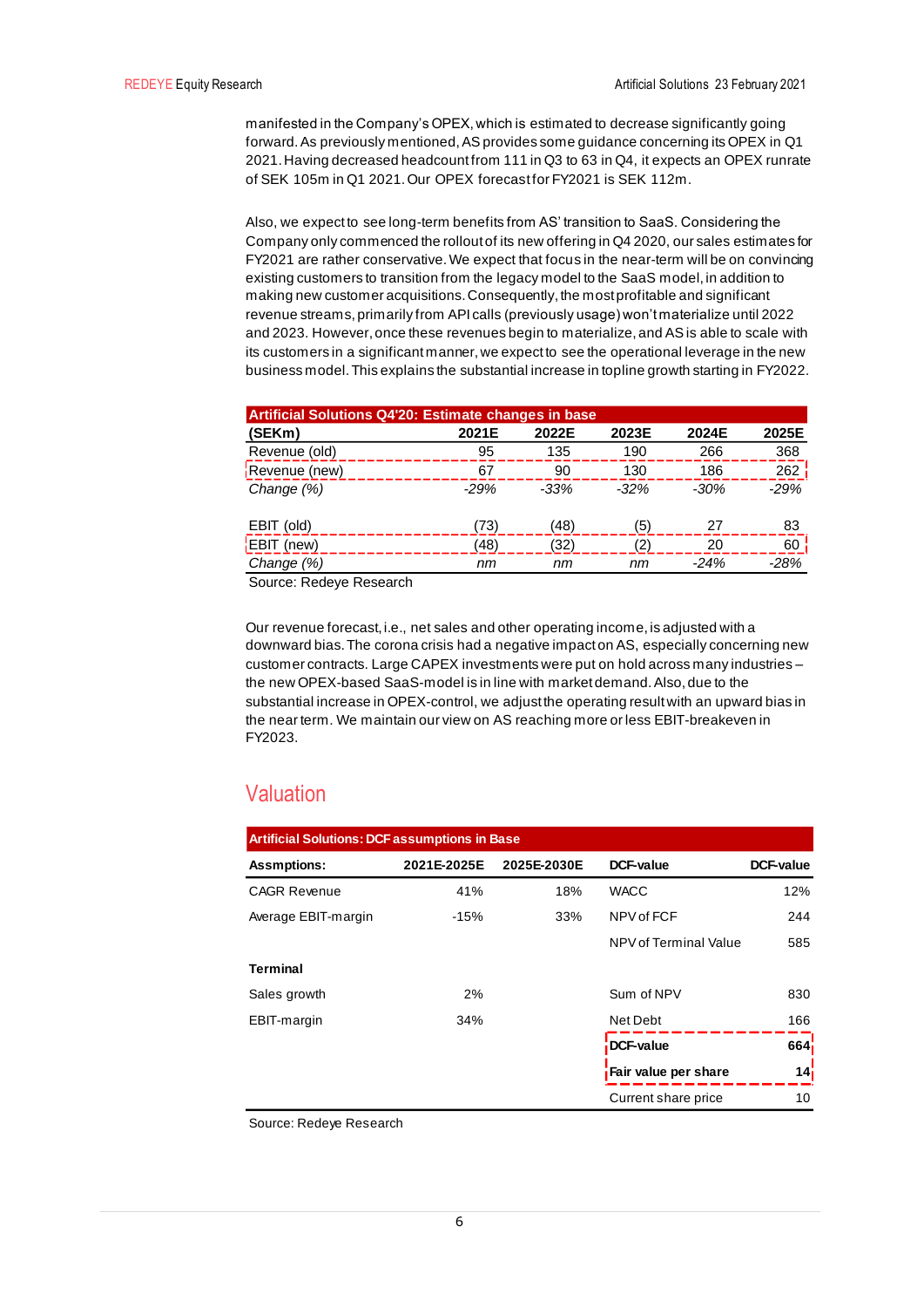manifested in the Company's OPEX, which is estimated to decrease significantly going forward. As previously mentioned, AS provides some guidance concerning its OPEX in Q1 2021. Having decreased headcount from 111 in Q3 to 63 in Q4, it expects an OPEX runrate of SEK 105m in Q1 2021. Our OPEX forecast for FY2021 is SEK 112m.

Also, we expect to see long-term benefits from AS' transition to SaaS. Considering the Company only commenced the rollout of its new offering in Q4 2020, our sales estimates for FY2021 are rather conservative. We expect that focus in the near-term will be on convincing existing customers to transition from the legacy model to the SaaS model, in addition to making new customer acquisitions. Consequently, the most profitable and significant revenue streams, primarily from API calls (previously usage) won't materialize until 2022 and 2023. However, once these revenues begin to materialize, and AS is able to scale with its customers in a significant manner, we expect to see the operational leverage in the new business model. This explains the substantial increase in topline growth starting in FY2022.

**Artificial Solutions Q4'20: Estimate changes in base**

| (SEKm) | 2021E | 2022E | 2023E | 2024E | 2025E |
|---|---|---|---|---|---|
| Revenue (old) | 95 | 135 | 190 | 266 | 368 |
| Revenue (new) | 67 | 90 | 130 | 186 | 262 |
| *Change (%)* | *-29%* | *-33%* | *-32%* | *-30%* | *-29%* |
| | | | | | |
| EBIT (old) | (73) | (48) | (5) | 27 | 83 |
| EBIT (new) | (48) | (32) | (2) | 20 | 60 |
| *Change (%)* | *nm* | *nm* | *nm* | *-24%* | *-28%* |

Source: Redeye Research

Our revenue forecast, i.e., net sales and other operating income, is adjusted with a downward bias. The corona crisis had a negative impact on AS, especially concerning new customer contracts. Large CAPEX investments were put on hold across many industries – the new OPEX-based SaaS-model is in line with market demand. Also, due to the substantial increase in OPEX-control, we adjust the operating result with an upward bias in the near term. We maintain our view on AS reaching more or less EBIT-breakeven in FY2023.

## Valuation

**Artificial Solutions: DCF assumptions in Base**

| Assmptions: | 2021E-2025E | 2025E-2030E | DCF-value | DCF-value |
|---|---|---|---|---|
| CAGR Revenue | 41% | 18% | WACC | 12% |
| Average EBIT-margin | -15% | 33% | NPV of FCF | 244 |
| | | | NPV of Terminal Value | 585 |
| **Terminal** | | | | |
| Sales growth | 2% | | Sum of NPV | 830 |
| EBIT-margin | 34% | | Net Debt | 166 |
| | | | **DCF-value** | **664** |
| | | | **Fair value per share** | **14** |
| | | | Current share price | 10 |

Source: Redeye Research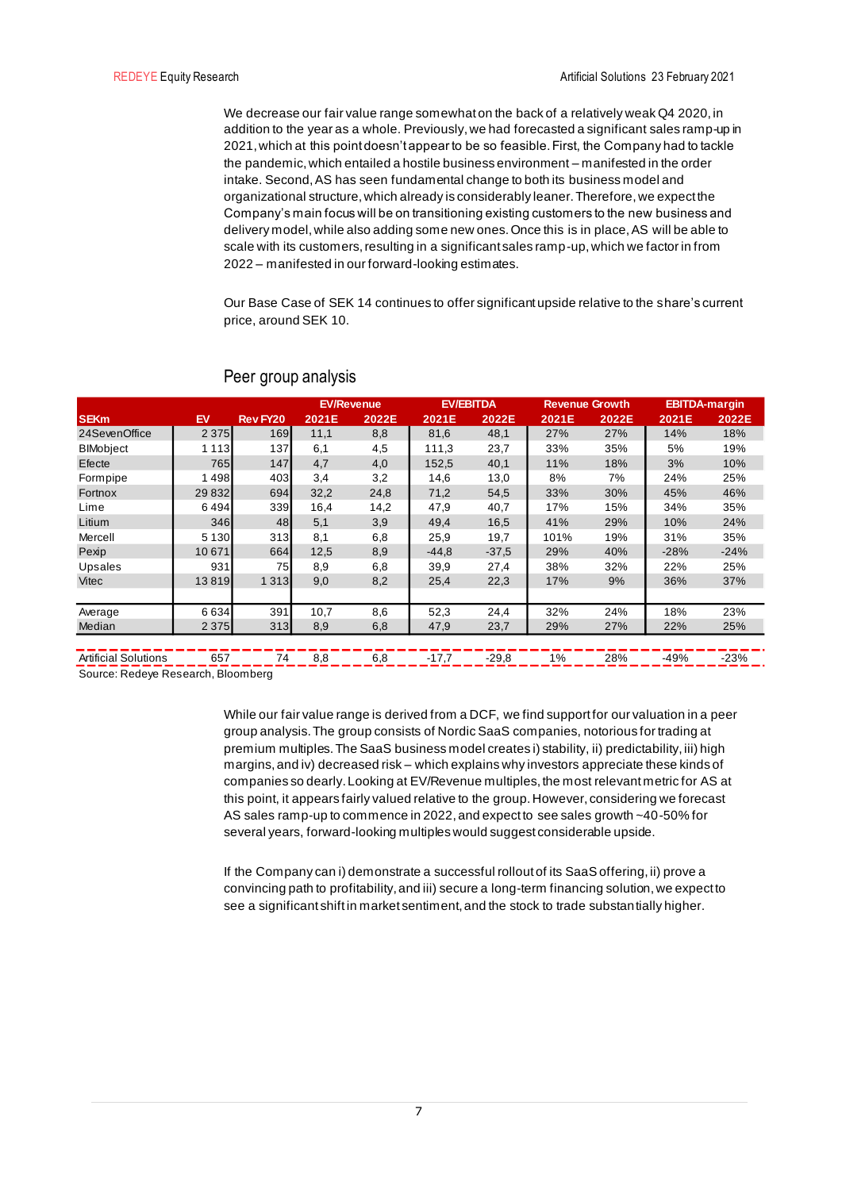We decrease our fair value range somewhat on the back of a relatively weak Q4 2020, in addition to the year as a whole. Previously, we had forecasted a significant sales ramp-up in 2021, which at this point doesn't appear to be so feasible. First, the Company had to tackle the pandemic, which entailed a hostile business environment – manifested in the order intake. Second, AS has seen fundamental change to both its business model and organizational structure, which already is considerably leaner. Therefore, we expect the Company's main focus will be on transitioning existing customers to the new business and delivery model, while also adding some new ones. Once this is in place, AS will be able to scale with its customers, resulting in a significant sales ramp-up, which we factor in from 2022 – manifested in our forward-looking estimates.

Our Base Case of SEK 14 continues to offer significant upside relative to the share's current price, around SEK 10.

## Peer group analysis

| | | | EV/Revenue | | EV/EBITDA | | Revenue Growth | | EBITDA-margin | |
|---|---|---|---|---|---|---|---|---|---|---|
| SEKm | EV | Rev FY20 | 2021E | 2022E | 2021E | 2022E | 2021E | 2022E | 2021E | 2022E |
| 24SevenOffice | 2 375 | 169 | 11,1 | 8,8 | 81,6 | 48,1 | 27% | 27% | 14% | 18% |
| BIMobject | 1 113 | 137 | 6,1 | 4,5 | 111,3 | 23,7 | 33% | 35% | 5% | 19% |
| Efecte | 765 | 147 | 4,7 | 4,0 | 152,5 | 40,1 | 11% | 18% | 3% | 10% |
| Formpipe | 1 498 | 403 | 3,4 | 3,2 | 14,6 | 13,0 | 8% | 7% | 24% | 25% |
| Fortnox | 29 832 | 694 | 32,2 | 24,8 | 71,2 | 54,5 | 33% | 30% | 45% | 46% |
| Lime | 6 494 | 339 | 16,4 | 14,2 | 47,9 | 40,7 | 17% | 15% | 34% | 35% |
| Litium | 346 | 48 | 5,1 | 3,9 | 49,4 | 16,5 | 41% | 29% | 10% | 24% |
| Mercell | 5 130 | 313 | 8,1 | 6,8 | 25,9 | 19,7 | 101% | 19% | 31% | 35% |
| Pexip | 10 671 | 664 | 12,5 | 8,9 | -44,8 | -37,5 | 29% | 40% | -28% | -24% |
| Upsales | 931 | 75 | 8,9 | 6,8 | 39,9 | 27,4 | 38% | 32% | 22% | 25% |
| Vitec | 13 819 | 1 313 | 9,0 | 8,2 | 25,4 | 22,3 | 17% | 9% | 36% | 37% |
| | | | | | | | | | | |
| Average | 6 634 | 391 | 10,7 | 8,6 | 52,3 | 24,4 | 32% | 24% | 18% | 23% |
| Median | 2 375 | 313 | 8,9 | 6,8 | 47,9 | 23,7 | 29% | 27% | 22% | 25% |
| | | | | | | | | | | |
| Artificial Solutions | 657 | 74 | 8,8 | 6,8 | -17,7 | -29,8 | 1% | 28% | -49% | -23% |

Source: Redeye Research, Bloomberg

While our fair value range is derived from a DCF, we find support for our valuation in a peer group analysis. The group consists of Nordic SaaS companies, notorious for trading at premium multiples. The SaaS business model creates i) stability, ii) predictability, iii) high margins, and iv) decreased risk – which explains why investors appreciate these kinds of companies so dearly. Looking at EV/Revenue multiples, the most relevant metric for AS at this point, it appears fairly valued relative to the group. However, considering we forecast AS sales ramp-up to commence in 2022, and expect to see sales growth ~40-50% for several years, forward-looking multiples would suggest considerable upside.

If the Company can i) demonstrate a successful rollout of its SaaS offering, ii) prove a convincing path to profitability, and iii) secure a long-term financing solution, we expect to see a significant shift in market sentiment, and the stock to trade substantially higher.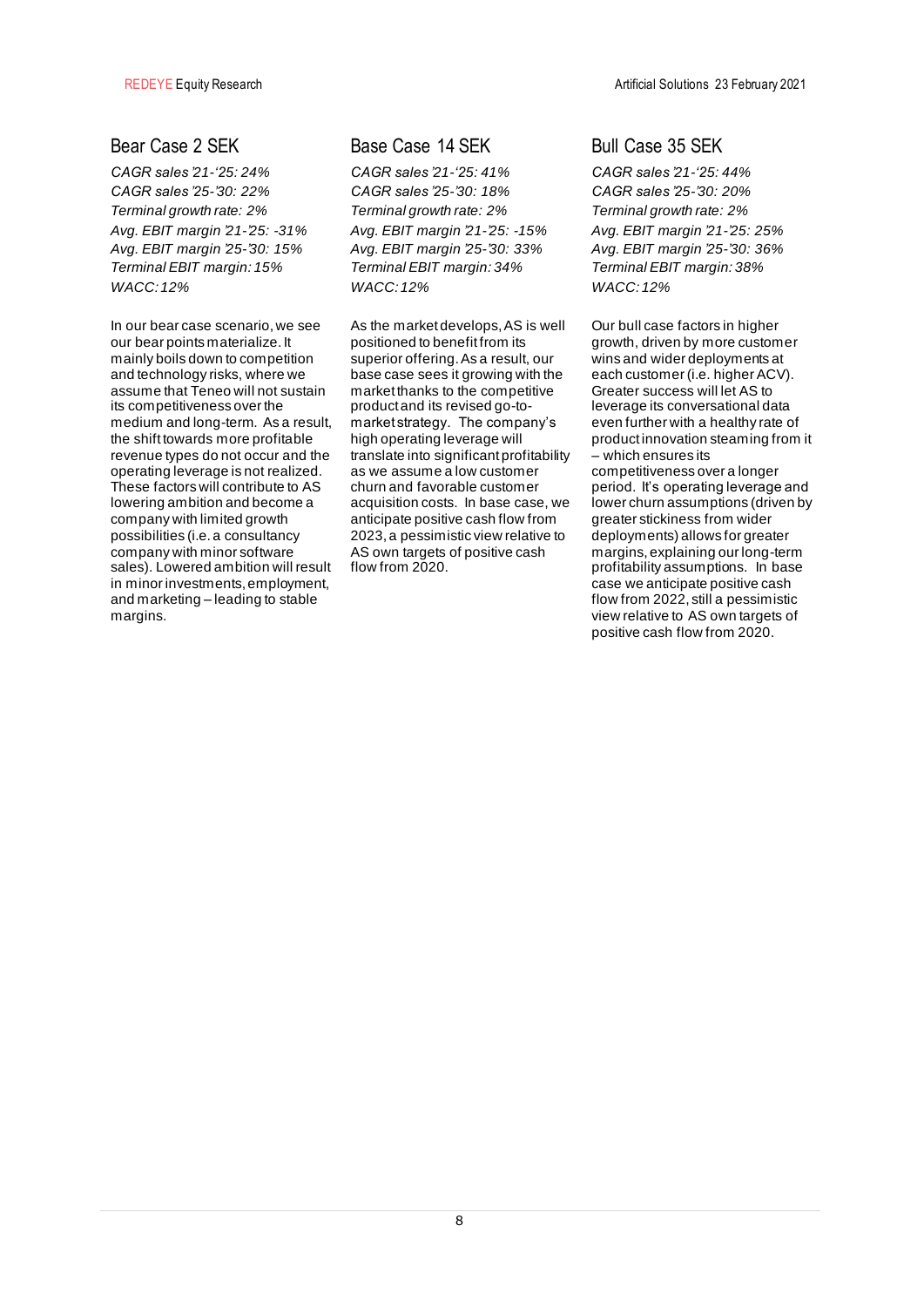## Bear Case 2 SEK

*CAGR sales '21-'25: 24%*
*CAGR sales '25-'30: 22%*
*Terminal growth rate: 2%*
*Avg. EBIT margin '21-'25: -31%*
*Avg. EBIT margin '25-'30: 15%*
*Terminal EBIT margin: 15%*
*WACC: 12%*

In our bear case scenario, we see our bear points materialize. It mainly boils down to competition and technology risks, where we assume that Teneo will not sustain its competitiveness over the medium and long-term. As a result, the shift towards more profitable revenue types do not occur and the operating leverage is not realized. These factors will contribute to AS lowering ambition and become a company with limited growth possibilities (i.e. a consultancy company with minor software sales). Lowered ambition will result in minor investments, employment, and marketing – leading to stable margins.

## Base Case 14 SEK

*CAGR sales '21-'25: 41%*
*CAGR sales '25-'30: 18%*
*Terminal growth rate: 2%*
*Avg. EBIT margin '21-'25: -15%*
*Avg. EBIT margin '25-'30: 33%*
*Terminal EBIT margin: 34%*
*WACC: 12%*

As the market develops, AS is well positioned to benefit from its superior offering. As a result, our base case sees it growing with the market thanks to the competitive product and its revised go-to-market strategy. The company's high operating leverage will translate into significant profitability as we assume a low customer churn and favorable customer acquisition costs. In base case, we anticipate positive cash flow from 2023, a pessimistic view relative to AS own targets of positive cash flow from 2020.

## Bull Case 35 SEK

*CAGR sales '21-'25: 44%*
*CAGR sales '25-'30: 20%*
*Terminal growth rate: 2%*
*Avg. EBIT margin '21-'25: 25%*
*Avg. EBIT margin '25-'30: 36%*
*Terminal EBIT margin: 38%*
*WACC: 12%*

Our bull case factors in higher growth, driven by more customer wins and wider deployments at each customer (i.e. higher ACV). Greater success will let AS to leverage its conversational data even further with a healthy rate of product innovation steaming from it – which ensures its competitiveness over a longer period. It's operating leverage and lower churn assumptions (driven by greater stickiness from wider deployments) allows for greater margins, explaining our long-term profitability assumptions. In base case we anticipate positive cash flow from 2022, still a pessimistic view relative to AS own targets of positive cash flow from 2020.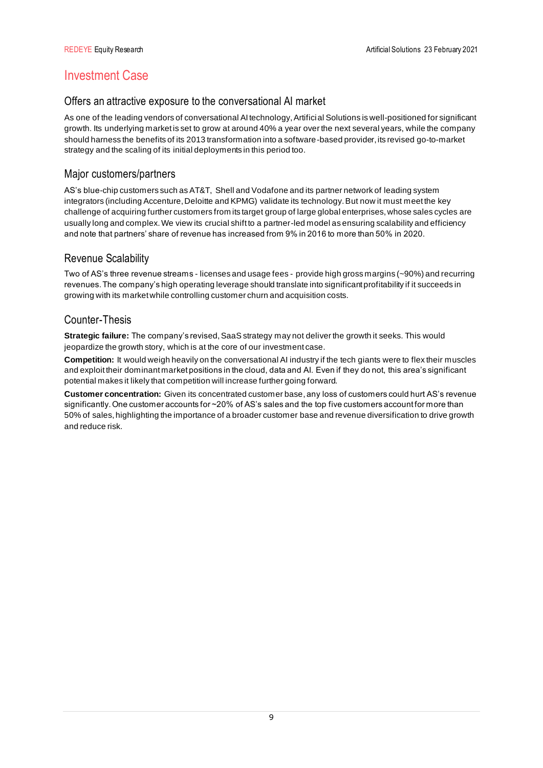# Investment Case

## Offers an attractive exposure to the conversational AI market

As one of the leading vendors of conversational AI technology, Artificial Solutions is well-positioned for significant growth. Its underlying market is set to grow at around 40% a year over the next several years, while the company should harness the benefits of its 2013 transformation into a software-based provider, its revised go-to-market strategy and the scaling of its initial deployments in this period too.

## Major customers/partners

AS's blue-chip customers such as AT&T, Shell and Vodafone and its partner network of leading system integrators (including Accenture, Deloitte and KPMG) validate its technology. But now it must meet the key challenge of acquiring further customers from its target group of large global enterprises, whose sales cycles are usually long and complex. We view its crucial shift to a partner-led model as ensuring scalability and efficiency and note that partners' share of revenue has increased from 9% in 2016 to more than 50% in 2020.

## Revenue Scalability

Two of AS's three revenue streams - licenses and usage fees - provide high gross margins (~90%) and recurring revenues. The company's high operating leverage should translate into significant profitability if it succeeds in growing with its market while controlling customer churn and acquisition costs.

## Counter-Thesis

**Strategic failure:** The company's revised, SaaS strategy may not deliver the growth it seeks. This would jeopardize the growth story, which is at the core of our investment case.

**Competition:** It would weigh heavily on the conversational AI industry if the tech giants were to flex their muscles and exploit their dominant market positions in the cloud, data and AI. Even if they do not, this area's significant potential makes it likely that competition will increase further going forward.

**Customer concentration:** Given its concentrated customer base, any loss of customers could hurt AS's revenue significantly. One customer accounts for ~20% of AS's sales and the top five customers account for more than 50% of sales, highlighting the importance of a broader customer base and revenue diversification to drive growth and reduce risk.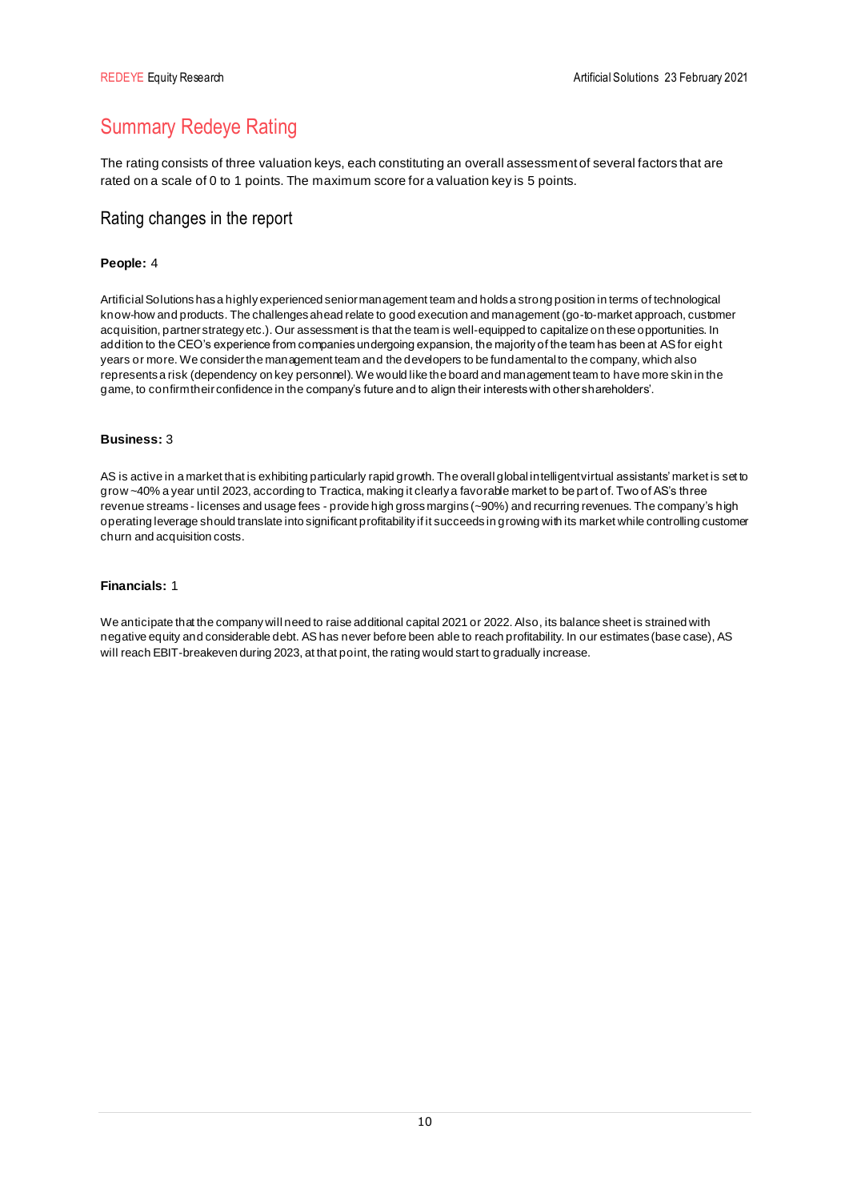# Summary Redeye Rating

The rating consists of three valuation keys, each constituting an overall assessment of several factors that are rated on a scale of 0 to 1 points. The maximum score for a valuation key is 5 points.

## Rating changes in the report

**People:** 4

Artificial Solutions has a highly experienced senior management team and holds a strong position in terms of technological know-how and products. The challenges ahead relate to good execution and management (go-to-market approach, customer acquisition, partner strategy etc.). Our assessment is that the team is well-equipped to capitalize on these opportunities. In addition to the CEO's experience from companies undergoing expansion, the majority of the team has been at AS for eight years or more. We consider the management team and the developers to be fundamental to the company, which also represents a risk (dependency on key personnel). We would like the board and management team to have more skin in the game, to confirm their confidence in the company's future and to align their interests with other shareholders'.

**Business:** 3

AS is active in a market that is exhibiting particularly rapid growth. The overall global intelligent virtual assistants' market is set to grow ~40% a year until 2023, according to Tractica, making it clearly a favorable market to be part of. Two of AS's three revenue streams - licenses and usage fees - provide high gross margins (~90%) and recurring revenues. The company's high operating leverage should translate into significant profitability if it succeeds in growing with its market while controlling customer churn and acquisition costs.

**Financials:** 1

We anticipate that the company will need to raise additional capital 2021 or 2022. Also, its balance sheet is strained with negative equity and considerable debt. AS has never before been able to reach profitability. In our estimates (base case), AS will reach EBIT-breakeven during 2023, at that point, the rating would start to gradually increase.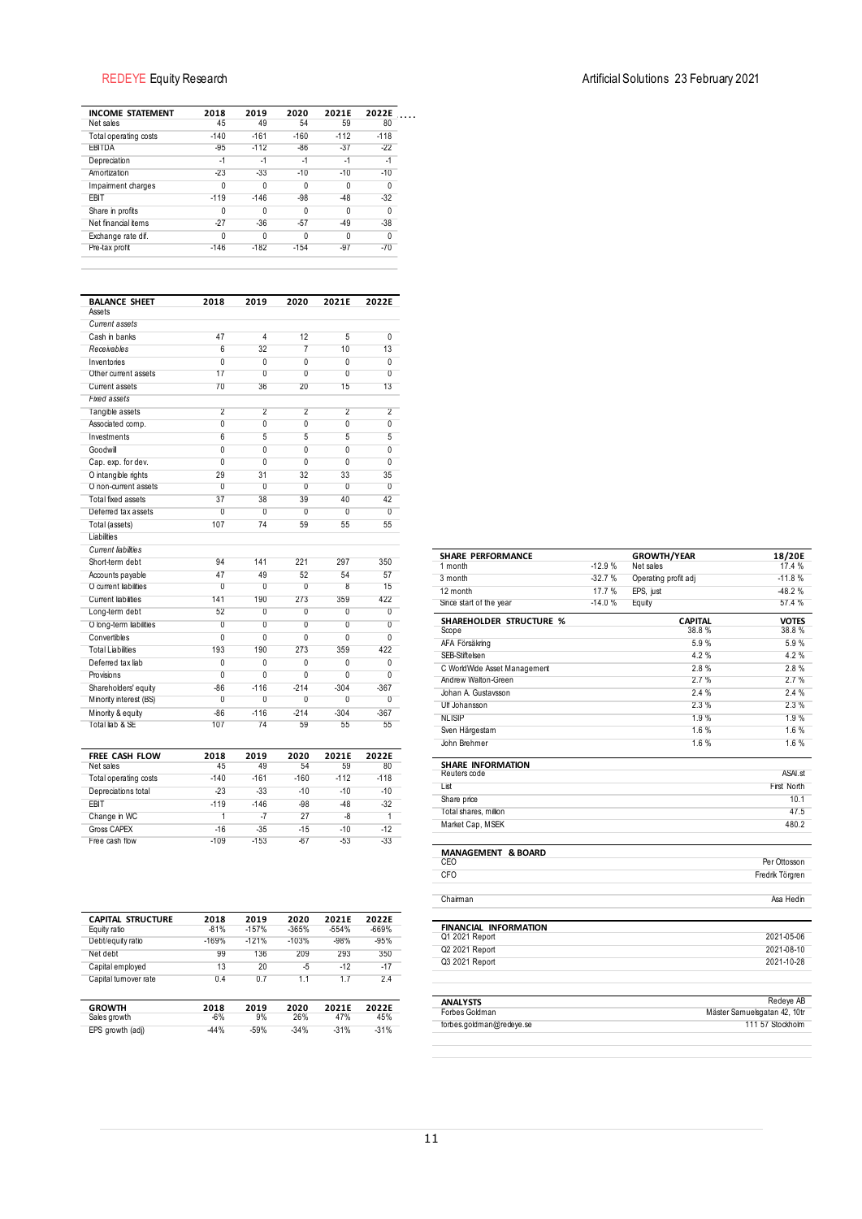| INCOME STATEMENT | 2018 | 2019 | 2020 | 2021E | 2022E |
|---|---|---|---|---|---|
| Net sales | 45 | 49 | 54 | 59 | 80 |
| Total operating costs | -140 | -161 | -160 | -112 | -118 |
| EBITDA | -95 | -112 | -86 | -37 | -22 |
| Depreciation | -1 | -1 | -1 | -1 | -1 |
| Amortization | -23 | -33 | -10 | -10 | -10 |
| Impairment charges | 0 | 0 | 0 | 0 | 0 |
| EBIT | -119 | -146 | -98 | -48 | -32 |
| Share in profits | 0 | 0 | 0 | 0 | 0 |
| Net financial items | -27 | -36 | -57 | -49 | -38 |
| Exchange rate dif. | 0 | 0 | 0 | 0 | 0 |
| Pre-tax profit | -146 | -182 | -154 | -97 | -70 |

| BALANCE SHEET | 2018 | 2019 | 2020 | 2021E | 2022E |
|---|---|---|---|---|---|
| Assets | | | | | |
| *Current assets* | | | | | |
| Cash in banks | 47 | 4 | 12 | 5 | 0 |
| Receivables | 6 | 32 | 7 | 10 | 13 |
| Inventories | 0 | 0 | 0 | 0 | 0 |
| Other current assets | 17 | 0 | 0 | 0 | 0 |
| Current assets | 70 | 36 | 20 | 15 | 13 |
| *Fixed assets* | | | | | |
| Tangible assets | 2 | 2 | 2 | 2 | 2 |
| Associated comp. | 0 | 0 | 0 | 0 | 0 |
| Investments | 6 | 5 | 5 | 5 | 5 |
| Goodwill | 0 | 0 | 0 | 0 | 0 |
| Cap. exp. for dev. | 0 | 0 | 0 | 0 | 0 |
| O intangible rights | 29 | 31 | 32 | 33 | 35 |
| O non-current assets | 0 | 0 | 0 | 0 | 0 |
| Total fixed assets | 37 | 38 | 39 | 40 | 42 |
| Deferred tax assets | 0 | 0 | 0 | 0 | 0 |
| Total (assets) | 107 | 74 | 59 | 55 | 55 |
| Liabilities | | | | | |
| *Current liabilities* | | | | | |
| Short-term debt | 94 | 141 | 221 | 297 | 350 |
| Accounts payable | 47 | 49 | 52 | 54 | 57 |
| O current liabilities | 0 | 0 | 0 | 8 | 15 |
| Current liabilities | 141 | 190 | 273 | 359 | 422 |
| Long-term debt | 52 | 0 | 0 | 0 | 0 |
| O long-term liabilities | 0 | 0 | 0 | 0 | 0 |
| Convertibles | 0 | 0 | 0 | 0 | 0 |
| Total Liabilities | 193 | 190 | 273 | 359 | 422 |
| Deferred tax liab | 0 | 0 | 0 | 0 | 0 |
| Provisions | 0 | 0 | 0 | 0 | 0 |
| Shareholders' equity | -86 | -116 | -214 | -304 | -367 |
| Minority interest (BS) | 0 | 0 | 0 | 0 | 0 |
| Minority & equity | -86 | -116 | -214 | -304 | -367 |
| Total liab & SE | 107 | 74 | 59 | 55 | 55 |

| FREE CASH FLOW | 2018 | 2019 | 2020 | 2021E | 2022E |
|---|---|---|---|---|---|
| Net sales | 45 | 49 | 54 | 59 | 80 |
| Total operating costs | -140 | -161 | -160 | -112 | -118 |
| Depreciations total | -23 | -33 | -10 | -10 | -10 |
| EBIT | -119 | -146 | -98 | -48 | -32 |
| Change in WC | 1 | -7 | 27 | -8 | 1 |
| Gross CAPEX | -16 | -35 | -15 | -10 | -12 |
| Free cash flow | -109 | -153 | -67 | -53 | -33 |

| CAPITAL STRUCTURE | 2018 | 2019 | 2020 | 2021E | 2022E |
|---|---|---|---|---|---|
| Equity ratio | -81% | -157% | -365% | -554% | -669% |
| Debt/equity ratio | -169% | -121% | -103% | -98% | -95% |
| Net debt | 99 | 136 | 209 | 293 | 350 |
| Capital employed | 13 | 20 | -5 | -12 | -17 |
| Capital turnover rate | 0.4 | 0.7 | 1.1 | 1.7 | 2.4 |

| GROWTH | 2018 | 2019 | 2020 | 2021E | 2022E |
|---|---|---|---|---|---|
| Sales growth | -6% | 9% | 26% | 47% | 45% |
| EPS growth (adj) | -44% | -59% | -34% | -31% | -31% |

| SHARE PERFORMANCE | | GROWTH/YEAR | 18/20E |
|---|---|---|---|
| 1 month | -12.9 % | Net sales | 17.4 % |
| 3 month | -32.7 % | Operating profit adj | -11.8 % |
| 12 month | 17.7 % | EPS, just | -48.2 % |
| Since start of the year | -14.0 % | Equity | 57.4 % |

| SHAREHOLDER STRUCTURE % | CAPITAL | VOTES |
|---|---|---|
| Scope | 38.8 % | 38.8 % |
| AFA Försäkring | 5.9 % | 5.9 % |
| SEB-Stiftelsen | 4.2 % | 4.2 % |
| C WorldWide Asset Management | 2.8 % | 2.8 % |
| Andrew Walton-Green | 2.7 % | 2.7 % |
| Johan A. Gustavsson | 2.4 % | 2.4 % |
| Ulf Johansson | 2.3 % | 2.3 % |
| NLISIP | 1.9 % | 1.9 % |
| Sven Hårgestam | 1.6 % | 1.6 % |
| John Brehmer | 1.6 % | 1.6 % |

| SHARE INFORMATION | |
|---|---|
| Reuters code | ASAI.st |
| List | First North |
| Share price | 10.1 |
| Total shares, million | 47.5 |
| Market Cap, MSEK | 480.2 |

| MANAGEMENT & BOARD | |
|---|---|
| CEO | Per Ottosson |
| CFO | Fredrik Törgren |
| Chairman | Asa Hedin |

| FINANCIAL INFORMATION | |
|---|---|
| Q1 2021 Report | 2021-05-06 |
| Q2 2021 Report | 2021-08-10 |
| Q3 2021 Report | 2021-10-28 |

| ANALYSTS | Redeye AB |
|---|---|
| Forbes Goldman | Mäster Samuelsgatan 42, 10tr |
| forbes.goldman@redeye.se | 111 57 Stockholm |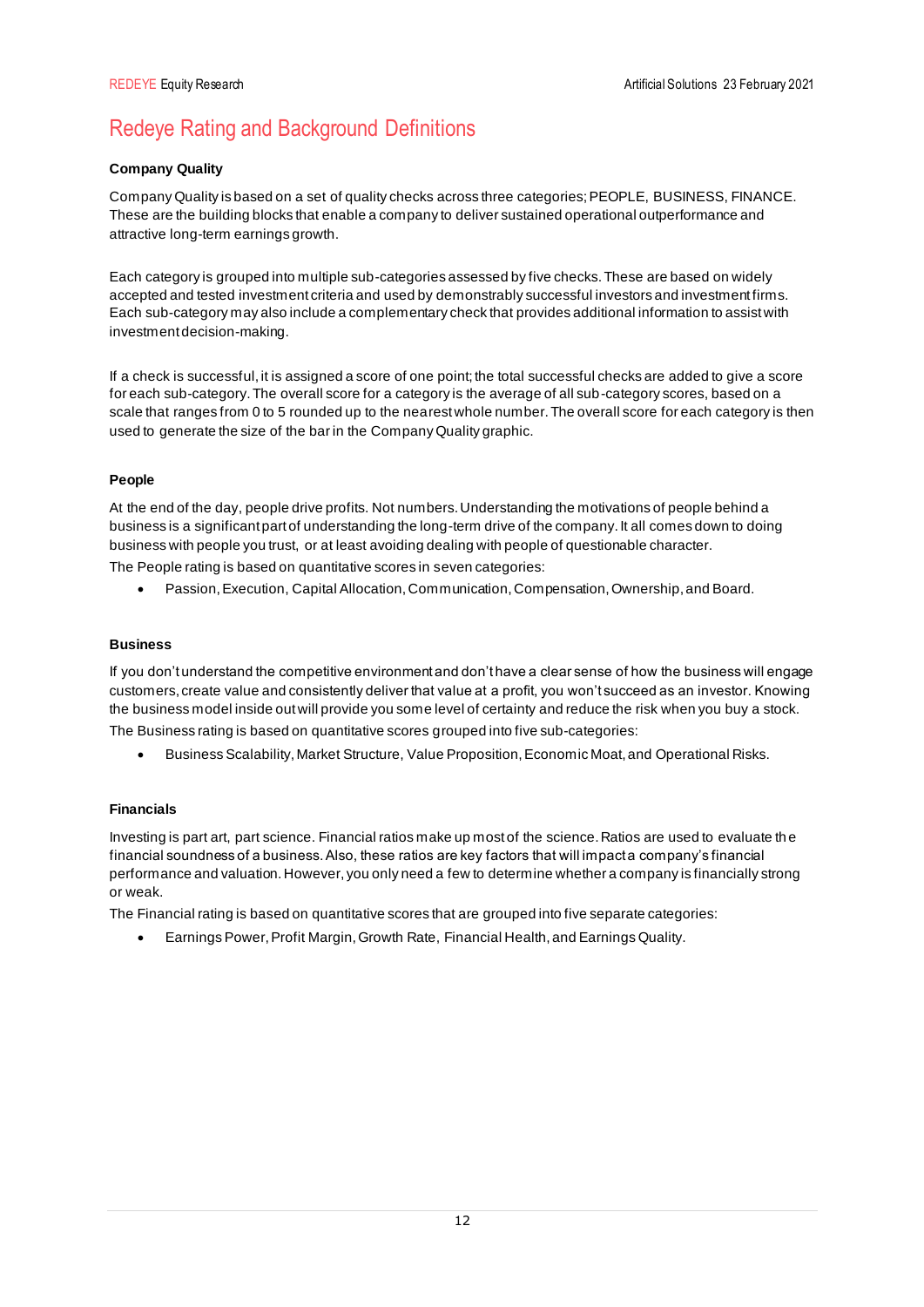# Redeye Rating and Background Definitions

**Company Quality**

Company Quality is based on a set of quality checks across three categories; PEOPLE, BUSINESS, FINANCE. These are the building blocks that enable a company to deliver sustained operational outperformance and attractive long-term earnings growth.

Each category is grouped into multiple sub-categories assessed by five checks. These are based on widely accepted and tested investment criteria and used by demonstrably successful investors and investment firms. Each sub-category may also include a complementary check that provides additional information to assist with investment decision-making.

If a check is successful, it is assigned a score of one point; the total successful checks are added to give a score for each sub-category. The overall score for a category is the average of all sub-category scores, based on a scale that ranges from 0 to 5 rounded up to the nearest whole number. The overall score for each category is then used to generate the size of the bar in the Company Quality graphic.

**People**

At the end of the day, people drive profits. Not numbers. Understanding the motivations of people behind a business is a significant part of understanding the long-term drive of the company. It all comes down to doing business with people you trust, or at least avoiding dealing with people of questionable character.

The People rating is based on quantitative scores in seven categories:

- Passion, Execution, Capital Allocation, Communication, Compensation, Ownership, and Board.

**Business**

If you don't understand the competitive environment and don't have a clear sense of how the business will engage customers, create value and consistently deliver that value at a profit, you won't succeed as an investor. Knowing the business model inside out will provide you some level of certainty and reduce the risk when you buy a stock.

The Business rating is based on quantitative scores grouped into five sub-categories:

- Business Scalability, Market Structure, Value Proposition, Economic Moat, and Operational Risks.

**Financials**

Investing is part art, part science. Financial ratios make up most of the science. Ratios are used to evaluate the financial soundness of a business. Also, these ratios are key factors that will impact a company's financial performance and valuation. However, you only need a few to determine whether a company is financially strong or weak.

The Financial rating is based on quantitative scores that are grouped into five separate categories:

- Earnings Power, Profit Margin, Growth Rate, Financial Health, and Earnings Quality.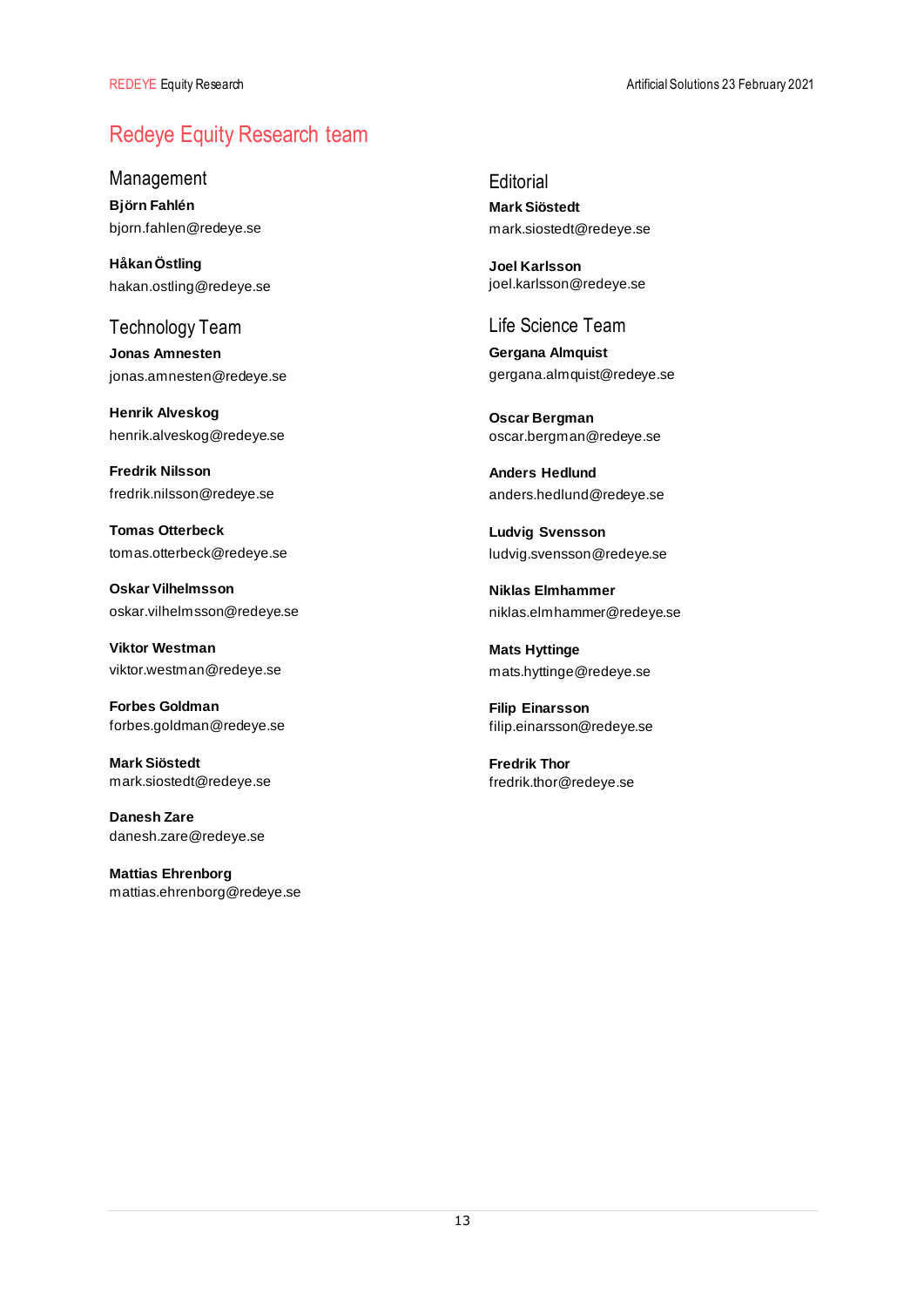# Redeye Equity Research team

## Management

**Björn Fahlén**
bjorn.fahlen@redeye.se

**Håkan Östling**
hakan.ostling@redeye.se

## Technology Team

**Jonas Amnesten**
jonas.amnesten@redeye.se

**Henrik Alveskog**
henrik.alveskog@redeye.se

**Fredrik Nilsson**
fredrik.nilsson@redeye.se

**Tomas Otterbeck**
tomas.otterbeck@redeye.se

**Oskar Vilhelmsson**
oskar.vilhelmsson@redeye.se

**Viktor Westman**
viktor.westman@redeye.se

**Forbes Goldman**
forbes.goldman@redeye.se

**Mark Siöstedt**
mark.siostedt@redeye.se

**Danesh Zare**
danesh.zare@redeye.se

**Mattias Ehrenborg**
mattias.ehrenborg@redeye.se

## Editorial

**Mark Siöstedt**
mark.siostedt@redeye.se

**Joel Karlsson**
joel.karlsson@redeye.se

## Life Science Team

**Gergana Almquist**
gergana.almquist@redeye.se

**Oscar Bergman**
oscar.bergman@redeye.se

**Anders Hedlund**
anders.hedlund@redeye.se

**Ludvig Svensson**
ludvig.svensson@redeye.se

**Niklas Elmhammer**
niklas.elmhammer@redeye.se

**Mats Hyttinge**
mats.hyttinge@redeye.se

**Filip Einarsson**
filip.einarsson@redeye.se

**Fredrik Thor**
fredrik.thor@redeye.se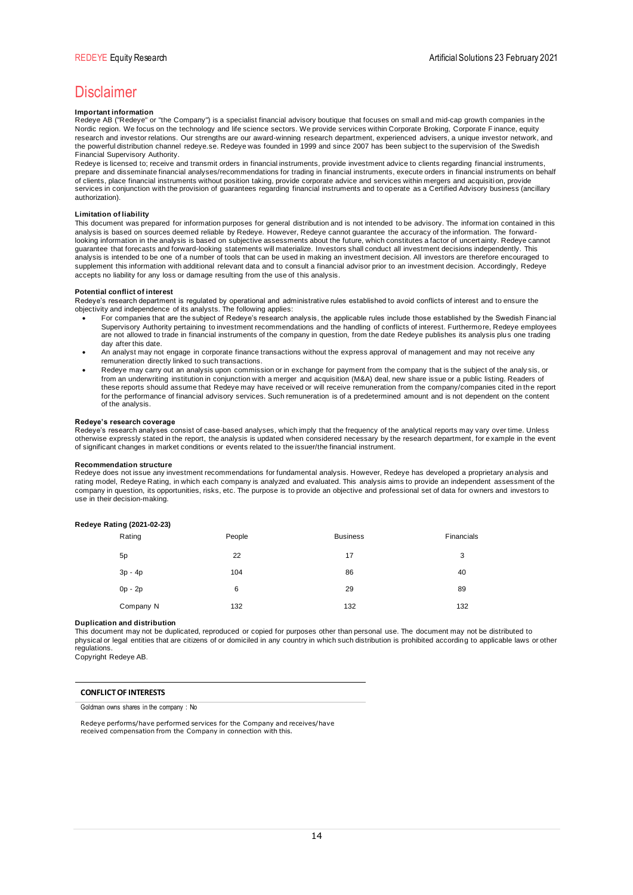# Disclaimer

**Important information**

Redeye AB ("Redeye" or "the Company") is a specialist financial advisory boutique that focuses on small and mid-cap growth companies in the Nordic region. We focus on the technology and life science sectors. We provide services within Corporate Broking, Corporate Finance, equity research and investor relations. Our strengths are our award-winning research department, experienced advisers, a unique investor network, and the powerful distribution channel redeye.se. Redeye was founded in 1999 and since 2007 has been subject to the supervision of the Swedish Financial Supervisory Authority.

Redeye is licensed to; receive and transmit orders in financial instruments, provide investment advice to clients regarding financial instruments, prepare and disseminate financial analyses/recommendations for trading in financial instruments, execute orders in financial instruments on behalf of clients, place financial instruments without position taking, provide corporate advice and services within mergers and acquisition, provide services in conjunction with the provision of guarantees regarding financial instruments and to operate as a Certified Advisory business (ancillary authorization).

**Limitation of liability**

This document was prepared for information purposes for general distribution and is not intended to be advisory. The information contained in this analysis is based on sources deemed reliable by Redeye. However, Redeye cannot guarantee the accuracy of the information. The forward-looking information in the analysis is based on subjective assessments about the future, which constitutes a factor of uncertainty. Redeye cannot guarantee that forecasts and forward-looking statements will materialize. Investors shall conduct all investment decisions independently. This analysis is intended to be one of a number of tools that can be used in making an investment decision. All investors are therefore encouraged to supplement this information with additional relevant data and to consult a financial advisor prior to an investment decision. Accordingly, Redeye accepts no liability for any loss or damage resulting from the use of this analysis.

**Potential conflict of interest**

Redeye's research department is regulated by operational and administrative rules established to avoid conflicts of interest and to ensure the objectivity and independence of its analysts. The following applies:

- For companies that are the subject of Redeye's research analysis, the applicable rules include those established by the Swedish Financial Supervisory Authority pertaining to investment recommendations and the handling of conflicts of interest. Furthermore, Redeye employees are not allowed to trade in financial instruments of the company in question, from the date Redeye publishes its analysis plus one trading day after this date.
- An analyst may not engage in corporate finance transactions without the express approval of management and may not receive any remuneration directly linked to such transactions.
- Redeye may carry out an analysis upon commission or in exchange for payment from the company that is the subject of the analysis, or from an underwriting institution in conjunction with a merger and acquisition (M&A) deal, new share issue or a public listing. Readers of these reports should assume that Redeye may have received or will receive remuneration from the company/companies cited in the report for the performance of financial advisory services. Such remuneration is of a predetermined amount and is not dependent on the content of the analysis.

**Redeye's research coverage**

Redeye's research analyses consist of case-based analyses, which imply that the frequency of the analytical reports may vary over time. Unless otherwise expressly stated in the report, the analysis is updated when considered necessary by the research department, for example in the event of significant changes in market conditions or events related to the issuer/the financial instrument.

**Recommendation structure**

Redeye does not issue any investment recommendations for fundamental analysis. However, Redeye has developed a proprietary analysis and rating model, Redeye Rating, in which each company is analyzed and evaluated. This analysis aims to provide an independent assessment of the company in question, its opportunities, risks, etc. The purpose is to provide an objective and professional set of data for owners and investors to use in their decision-making.

**Redeye Rating (2021-02-23)**

| Rating | People | Business | Financials |
|---|---|---|---|
| 5p | 22 | 17 | 3 |
| 3p - 4p | 104 | 86 | 40 |
| 0p - 2p | 6 | 29 | 89 |
| Company N | 132 | 132 | 132 |

**Duplication and distribution**

This document may not be duplicated, reproduced or copied for purposes other than personal use. The document may not be distributed to physical or legal entities that are citizens of or domiciled in any country in which such distribution is prohibited according to applicable laws or other regulations.

Copyright Redeye AB.

**CONFLICT OF INTERESTS**

Goldman owns shares in the company : No

Redeye performs/have performed services for the Company and receives/have received compensation from the Company in connection with this.